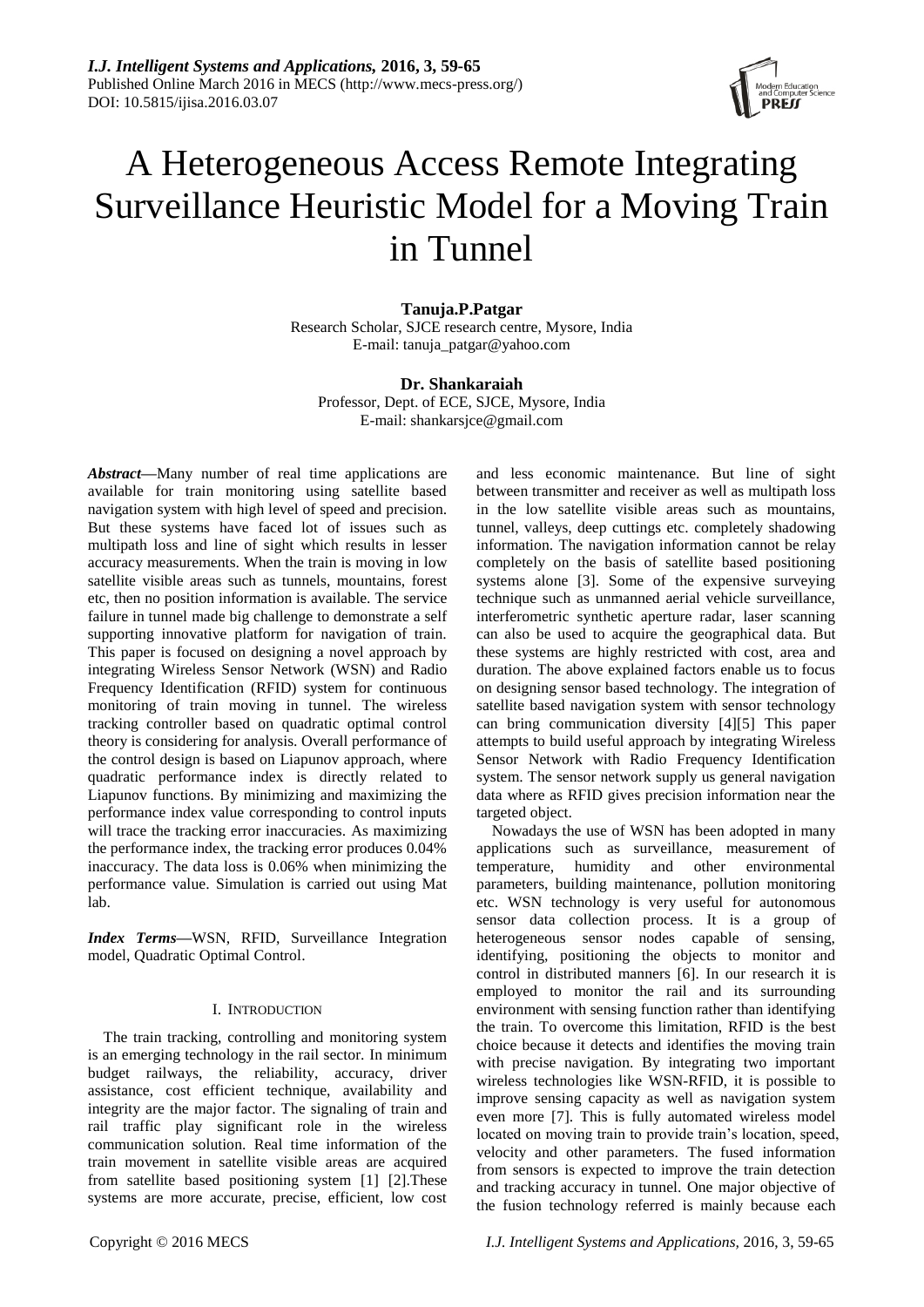# A Heterogeneous Access Remote Integrating Surveillance Heuristic Model for a Moving Train in Tunnel

**Tanuja.P.Patgar**
Research Scholar, SJCE research centre, Mysore, India
E-mail: tanuja_patgar@yahoo.com

**Dr. Shankaraiah**
Professor, Dept. of ECE, SJCE, Mysore, India
E-mail: shankarsjce@gmail.com

***Abstract*—**Many number of real time applications are available for train monitoring using satellite based navigation system with high level of speed and precision. But these systems have faced lot of issues such as multipath loss and line of sight which results in lesser accuracy measurements. When the train is moving in low satellite visible areas such as tunnels, mountains, forest etc, then no position information is available. The service failure in tunnel made big challenge to demonstrate a self supporting innovative platform for navigation of train. This paper is focused on designing a novel approach by integrating Wireless Sensor Network (WSN) and Radio Frequency Identification (RFID) system for continuous monitoring of train moving in tunnel. The wireless tracking controller based on quadratic optimal control theory is considering for analysis. Overall performance of the control design is based on Liapunov approach, where quadratic performance index is directly related to Liapunov functions. By minimizing and maximizing the performance index value corresponding to control inputs will trace the tracking error inaccuracies. As maximizing the performance index, the tracking error produces 0.04% inaccuracy. The data loss is 0.06% when minimizing the performance value. Simulation is carried out using Mat lab.

***Index Terms*—**WSN, RFID, Surveillance Integration model, Quadratic Optimal Control.

## I. INTRODUCTION

The train tracking, controlling and monitoring system is an emerging technology in the rail sector. In minimum budget railways, the reliability, accuracy, driver assistance, cost efficient technique, availability and integrity are the major factor. The signaling of train and rail traffic play significant role in the wireless communication solution. Real time information of the train movement in satellite visible areas are acquired from satellite based positioning system [1] [2].These systems are more accurate, precise, efficient, low cost and less economic maintenance. But line of sight between transmitter and receiver as well as multipath loss in the low satellite visible areas such as mountains, tunnel, valleys, deep cuttings etc. completely shadowing information. The navigation information cannot be relay completely on the basis of satellite based positioning systems alone [3]. Some of the expensive surveying technique such as unmanned aerial vehicle surveillance, interferometric synthetic aperture radar, laser scanning can also be used to acquire the geographical data. But these systems are highly restricted with cost, area and duration. The above explained factors enable us to focus on designing sensor based technology. The integration of satellite based navigation system with sensor technology can bring communication diversity [4][5] This paper attempts to build useful approach by integrating Wireless Sensor Network with Radio Frequency Identification system. The sensor network supply us general navigation data where as RFID gives precision information near the targeted object.

Nowadays the use of WSN has been adopted in many applications such as surveillance, measurement of temperature, humidity and other environmental parameters, building maintenance, pollution monitoring etc. WSN technology is very useful for autonomous sensor data collection process. It is a group of heterogeneous sensor nodes capable of sensing, identifying, positioning the objects to monitor and control in distributed manners [6]. In our research it is employed to monitor the rail and its surrounding environment with sensing function rather than identifying the train. To overcome this limitation, RFID is the best choice because it detects and identifies the moving train with precise navigation. By integrating two important wireless technologies like WSN-RFID, it is possible to improve sensing capacity as well as navigation system even more [7]. This is fully automated wireless model located on moving train to provide train's location, speed, velocity and other parameters. The fused information from sensors is expected to improve the train detection and tracking accuracy in tunnel. One major objective of the fusion technology referred is mainly because each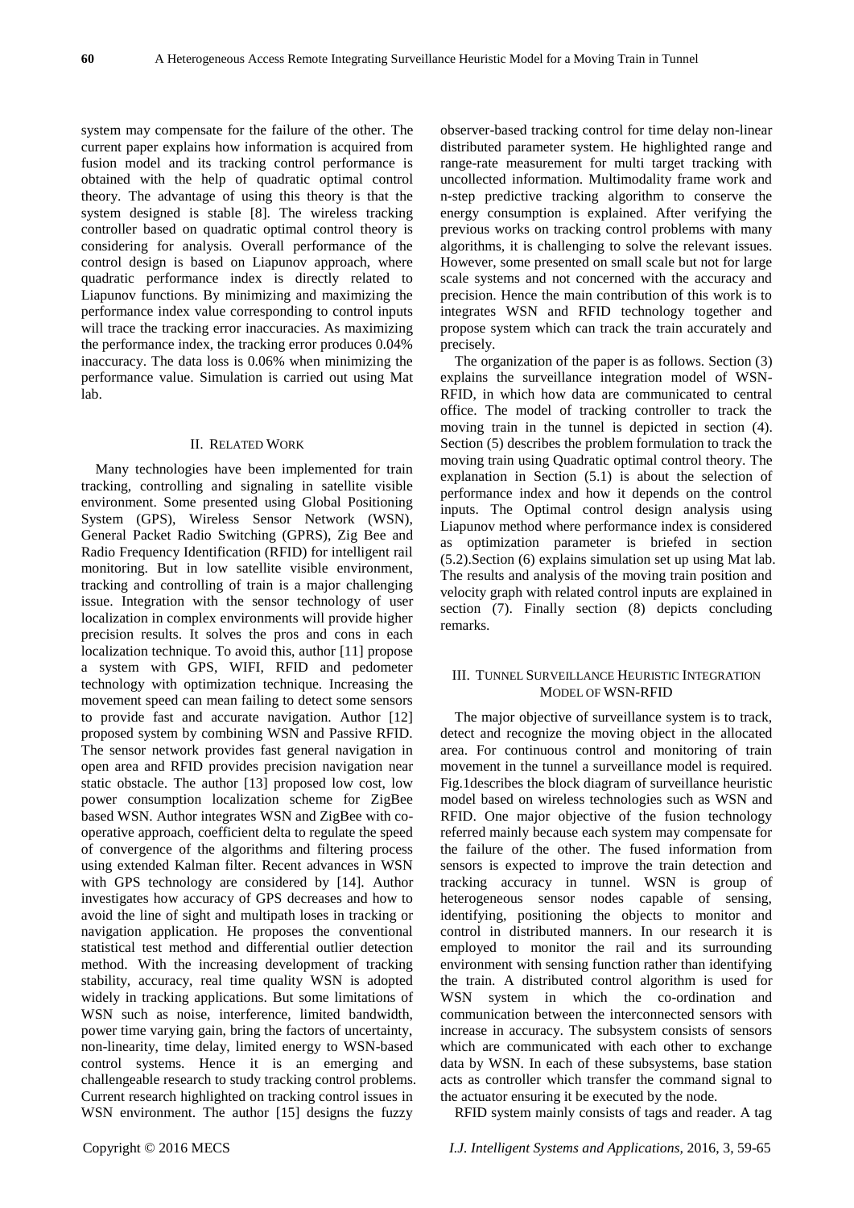system may compensate for the failure of the other. The current paper explains how information is acquired from fusion model and its tracking control performance is obtained with the help of quadratic optimal control theory. The advantage of using this theory is that the system designed is stable [8]. The wireless tracking controller based on quadratic optimal control theory is considering for analysis. Overall performance of the control design is based on Liapunov approach, where quadratic performance index is directly related to Liapunov functions. By minimizing and maximizing the performance index value corresponding to control inputs will trace the tracking error inaccuracies. As maximizing the performance index, the tracking error produces 0.04% inaccuracy. The data loss is 0.06% when minimizing the performance value. Simulation is carried out using Mat lab.

## II. Related Work

Many technologies have been implemented for train tracking, controlling and signaling in satellite visible environment. Some presented using Global Positioning System (GPS), Wireless Sensor Network (WSN), General Packet Radio Switching (GPRS), Zig Bee and Radio Frequency Identification (RFID) for intelligent rail monitoring. But in low satellite visible environment, tracking and controlling of train is a major challenging issue. Integration with the sensor technology of user localization in complex environments will provide higher precision results. It solves the pros and cons in each localization technique. To avoid this, author [11] propose a system with GPS, WIFI, RFID and pedometer technology with optimization technique. Increasing the movement speed can mean failing to detect some sensors to provide fast and accurate navigation. Author [12] proposed system by combining WSN and Passive RFID. The sensor network provides fast general navigation in open area and RFID provides precision navigation near static obstacle. The author [13] proposed low cost, low power consumption localization scheme for ZigBee based WSN. Author integrates WSN and ZigBee with co-operative approach, coefficient delta to regulate the speed of convergence of the algorithms and filtering process using extended Kalman filter. Recent advances in WSN with GPS technology are considered by [14]. Author investigates how accuracy of GPS decreases and how to avoid the line of sight and multipath loses in tracking or navigation application. He proposes the conventional statistical test method and differential outlier detection method. With the increasing development of tracking stability, accuracy, real time quality WSN is adopted widely in tracking applications. But some limitations of WSN such as noise, interference, limited bandwidth, power time varying gain, bring the factors of uncertainty, non-linearity, time delay, limited energy to WSN-based control systems. Hence it is an emerging and challengeable research to study tracking control problems. Current research highlighted on tracking control issues in WSN environment. The author [15] designs the fuzzy observer-based tracking control for time delay non-linear distributed parameter system. He highlighted range and range-rate measurement for multi target tracking with uncollected information. Multimodality frame work and n-step predictive tracking algorithm to conserve the energy consumption is explained. After verifying the previous works on tracking control problems with many algorithms, it is challenging to solve the relevant issues. However, some presented on small scale but not for large scale systems and not concerned with the accuracy and precision. Hence the main contribution of this work is to integrates WSN and RFID technology together and propose system which can track the train accurately and precisely.

The organization of the paper is as follows. Section (3) explains the surveillance integration model of WSN-RFID, in which how data are communicated to central office. The model of tracking controller to track the moving train in the tunnel is depicted in section (4). Section (5) describes the problem formulation to track the moving train using Quadratic optimal control theory. The explanation in Section (5.1) is about the selection of performance index and how it depends on the control inputs. The Optimal control design analysis using Liapunov method where performance index is considered as optimization parameter is briefed in section (5.2).Section (6) explains simulation set up using Mat lab. The results and analysis of the moving train position and velocity graph with related control inputs are explained in section (7). Finally section (8) depicts concluding remarks.

## III. Tunnel Surveillance Heuristic Integration Model of WSN-RFID

The major objective of surveillance system is to track, detect and recognize the moving object in the allocated area. For continuous control and monitoring of train movement in the tunnel a surveillance model is required. Fig.1describes the block diagram of surveillance heuristic model based on wireless technologies such as WSN and RFID. One major objective of the fusion technology referred mainly because each system may compensate for the failure of the other. The fused information from sensors is expected to improve the train detection and tracking accuracy in tunnel. WSN is group of heterogeneous sensor nodes capable of sensing, identifying, positioning the objects to monitor and control in distributed manners. In our research it is employed to monitor the rail and its surrounding environment with sensing function rather than identifying the train. A distributed control algorithm is used for WSN system in which the co-ordination and communication between the interconnected sensors with increase in accuracy. The subsystem consists of sensors which are communicated with each other to exchange data by WSN. In each of these subsystems, base station acts as controller which transfer the command signal to the actuator ensuring it be executed by the node.

RFID system mainly consists of tags and reader. A tag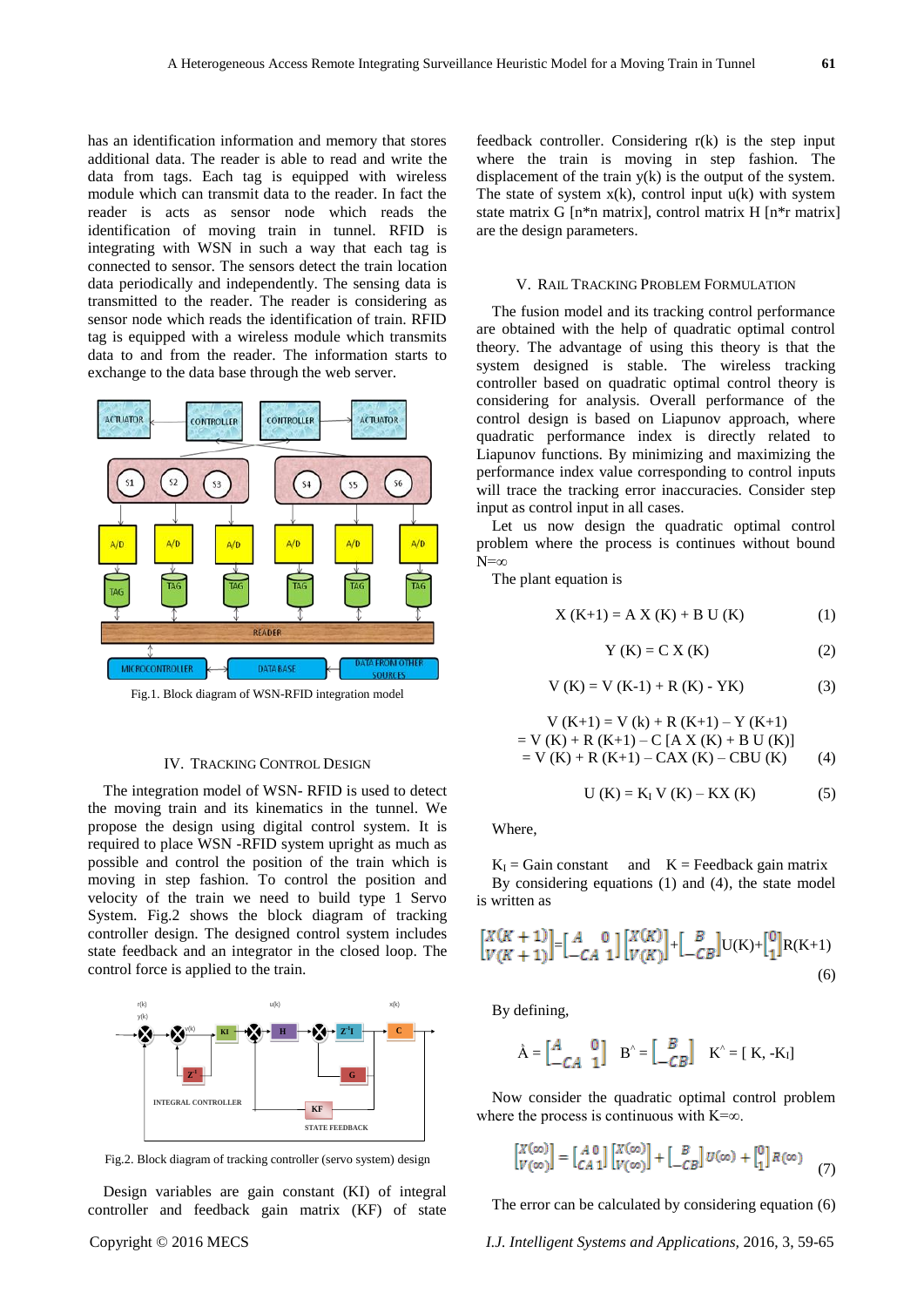has an identification information and memory that stores additional data. The reader is able to read and write the data from tags. Each tag is equipped with wireless module which can transmit data to the reader. In fact the reader is acts as sensor node which reads the identification of moving train in tunnel. RFID is integrating with WSN in such a way that each tag is connected to sensor. The sensors detect the train location data periodically and independently. The sensing data is transmitted to the reader. The reader is considering as sensor node which reads the identification of train. RFID tag is equipped with a wireless module which transmits data to and from the reader. The information starts to exchange to the data base through the web server.

Fig.1. Block diagram of WSN-RFID integration model

## IV. Tracking Control Design

The integration model of WSN- RFID is used to detect the moving train and its kinematics in the tunnel. We propose the design using digital control system. It is required to place WSN -RFID system upright as much as possible and control the position of the train which is moving in step fashion. To control the position and velocity of the train we need to build type 1 Servo System. Fig.2 shows the block diagram of tracking controller design. The designed control system includes state feedback and an integrator in the closed loop. The control force is applied to the train.

Fig.2. Block diagram of tracking controller (servo system) design

Design variables are gain constant (KI) of integral controller and feedback gain matrix (KF) of state feedback controller. Considering r(k) is the step input where the train is moving in step fashion. The displacement of the train y(k) is the output of the system. The state of system x(k), control input u(k) with system state matrix G [n*n matrix], control matrix H [n*r matrix] are the design parameters.

## V. Rail Tracking Problem Formulation

The fusion model and its tracking control performance are obtained with the help of quadratic optimal control theory. The advantage of using this theory is that the system designed is stable. The wireless tracking controller based on quadratic optimal control theory is considering for analysis. Overall performance of the control design is based on Liapunov approach, where quadratic performance index is directly related to Liapunov functions. By minimizing and maximizing the performance index value corresponding to control inputs will trace the tracking error inaccuracies. Consider step input as control input in all cases.

Let us now design the quadratic optimal control problem where the process is continues without bound N=∞

The plant equation is

$$X\,(K+1) = A\,X\,(K) + B\,U\,(K) \tag{1}$$

$$Y\,(K) = C\,X\,(K) \tag{2}$$

$$V\,(K) = V\,(K\text{-}1) + R\,(K) - YK) \tag{3}$$

$$\begin{aligned} V\,(K+1) &= V\,(k) + R\,(K+1) - Y\,(K+1) \\ &= V\,(K) + R\,(K+1) - C\,[A\,X\,(K) + B\,U\,(K)] \\ &= V\,(K) + R\,(K+1) - CAX\,(K) - CBU\,(K) \end{aligned} \tag{4}$$

$$U\,(K) = K_I\,V\,(K) - KX\,(K) \tag{5}$$

Where,

$K_I$ = Gain constant and K = Feedback gain matrix

By considering equations (1) and (4), the state model is written as

$$\begin{bmatrix} X(K+1) \\ V(K+1) \end{bmatrix} = \begin{bmatrix} A & 0 \\ -CA & 1 \end{bmatrix} \begin{bmatrix} X(K) \\ V(K) \end{bmatrix} + \begin{bmatrix} B \\ -CB \end{bmatrix} U(K) + \begin{bmatrix} 0 \\ 1 \end{bmatrix} R(K+1) \tag{6}$$

By defining,

$$\hat{A} = \begin{bmatrix} A & 0 \\ -CA & 1 \end{bmatrix} \quad B^{\wedge} = \begin{bmatrix} B \\ -CB \end{bmatrix} \quad K^{\wedge} = [\,K, -K_I]$$

Now consider the quadratic optimal control problem where the process is continuous with K=∞.

$$\begin{bmatrix} X(\infty) \\ V(\infty) \end{bmatrix} = \begin{bmatrix} A & 0 \\ CA & 1 \end{bmatrix} \begin{bmatrix} X(\infty) \\ V(\infty) \end{bmatrix} + \begin{bmatrix} B \\ -CB \end{bmatrix} U(\infty) + \begin{bmatrix} 0 \\ 1 \end{bmatrix} R(\infty) \tag{7}$$

The error can be calculated by considering equation (6)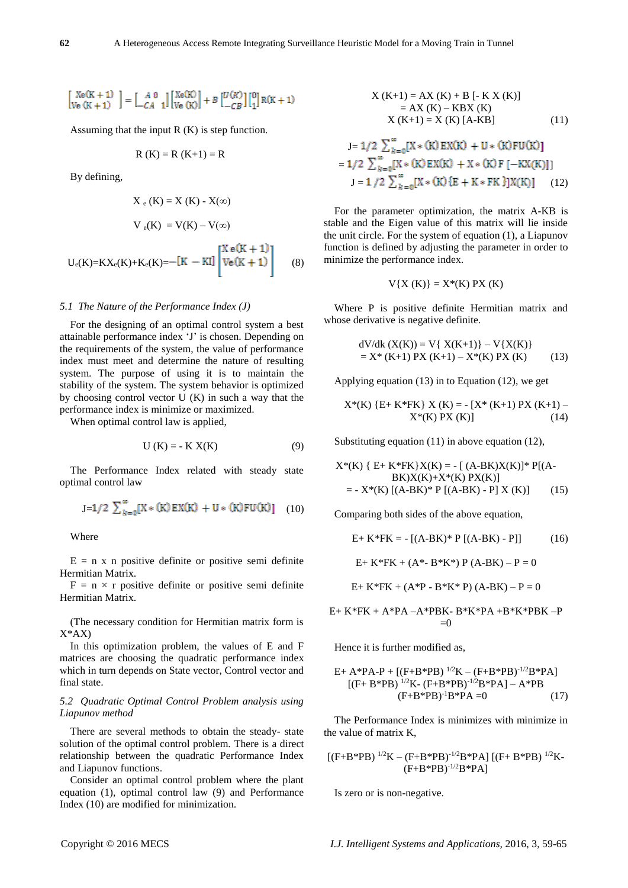$$\begin{bmatrix} Xe(K+1) \\ Ve(K+1) \end{bmatrix} = \begin{bmatrix} A & 0 \\ -CA & 1 \end{bmatrix} \begin{bmatrix} Xe(K) \\ Ve(K) \end{bmatrix} + B \begin{bmatrix} U(K) \\ -CB \end{bmatrix} \begin{bmatrix} 0 \\ 1 \end{bmatrix} R(K+1)$$

Assuming that the input R (K) is step function.

$$R(K) = R(K+1) = R$$

By defining,

$$X_e(K) = X(K) - X(\infty)$$

$$V_e(K) = V(K) - V(\infty)$$

$$U_e(K) = KX_e(K) + K_e(K) = -[K \quad -KI] \begin{bmatrix} X_e(K+1) \\ Ve(K+1) \end{bmatrix} \quad (8)$$

### *5.1 The Nature of the Performance Index (J)*

For the designing of an optimal control system a best attainable performance index 'J' is chosen. Depending on the requirements of the system, the value of performance index must meet and determine the nature of resulting system. The purpose of using it is to maintain the stability of the system. The system behavior is optimized by choosing control vector U (K) in such a way that the performance index is minimize or maximized.

When optimal control law is applied,

$$U(K) = -K\,X(K) \quad (9)$$

The Performance Index related with steady state optimal control law

$$J = 1/2 \sum_{k=0}^{\infty} [X*(K)EX(K) + U*(K)FU(K)] \quad (10)$$

Where

E = n x n positive definite or positive semi definite Hermitian Matrix.

F = n × r positive definite or positive semi definite Hermitian Matrix.

(The necessary condition for Hermitian matrix form is X*AX)

In this optimization problem, the values of E and F matrices are choosing the quadratic performance index which in turn depends on State vector, Control vector and final state.

### *5.2 Quadratic Optimal Control Problem analysis using Liapunov method*

There are several methods to obtain the steady- state solution of the optimal control problem. There is a direct relationship between the quadratic Performance Index and Liapunov functions.

Consider an optimal control problem where the plant equation (1), optimal control law (9) and Performance Index (10) are modified for minimization.

$$\begin{aligned} X(K+1) &= AX(K) + B[-K\,X(K)] \\ &= AX(K) - KBX(K) \\ X(K+1) &= X(K)[A-KB] \end{aligned} \quad (11)$$

$$\begin{aligned} J &= 1/2 \sum_{k=0}^{\infty} [X*(K)EX(K) + U*(K)FU(K)] \\ &= 1/2 \sum_{k=0}^{\infty} [X*(K)EX(K) + X*(K)F[-KX(K)]] \\ J &= 1/2 \sum_{k=0}^{\infty} [X*(K)\{E + K*FK\}]X(K)] \end{aligned} \quad (12)$$

For the parameter optimization, the matrix A-KB is stable and the Eigen value of this matrix will lie inside the unit circle. For the system of equation (1), a Liapunov function is defined by adjusting the parameter in order to minimize the performance index.

$$V\{X(K)\} = X*(K)\,PX(K)$$

Where P is positive definite Hermitian matrix and whose derivative is negative definite.

$$\begin{aligned} dV/dk\,(X(K)) &= V\{X(K+1)\} - V\{X(K)\} \\ &= X*(K+1)\,PX(K+1) - X*(K)\,PX(K) \end{aligned} \quad (13)$$

Applying equation (13) in to Equation (12), we get

$$X*(K)\{E + K*FK\}X(K) = -[X*(K+1)\,PX(K+1) - X*(K)\,PX(K)] \quad (14)$$

Substituting equation (11) in above equation (12),

$$\begin{aligned} X*(K)\{E + K*FK\}X(K) &= -[(A-BK)X(K)]*P[(A-BK)X(K) + X*(K)\,PX(K)] \\ &= -X*(K)[(A-BK)*P[(A-BK) - P]X(K)] \end{aligned} \quad (15)$$

Comparing both sides of the above equation,

$$E + K*FK = -[(A-BK)*P[(A-BK) - P]] \quad (16)$$

$$E + K*FK + (A* - B*K*)P(A-BK) - P = 0$$

$$E + K*FK + (A*P - B*K*P)(A-BK) - P = 0$$

$$E + K*FK + A*PA - A*PBK - B*K*PA + B*K*PBK - P = 0$$

Hence it is further modified as,

$$E + A*PA - P + [(F+B*PB)^{1/2}K - (F+B*PB)^{-1/2}B*PA][(F+B*PB)^{1/2}K - (F+B*PB)^{-1/2}B*PA] - A*PB(F+B*PB)^{-1}B*PA = 0 \quad (17)$$

The Performance Index is minimizes with minimize in the value of matrix K,

$$[(F+B*PB)^{1/2}K - (F+B*PB)^{-1/2}B*PA][(F+B*PB)^{1/2}K - (F+B*PB)^{-1/2}B*PA]$$

Is zero or is non-negative.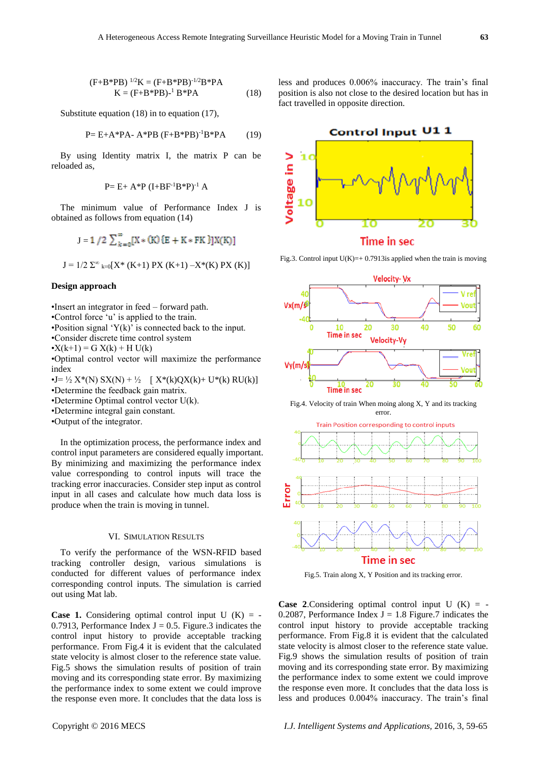$$(F+B^*PB)^{1/2}K = (F+B^*PB)^{-1/2}B^*PA$$

$$K = (F+B^*PB)^{-1} B^*PA \quad (18)$$

Substitute equation (18) in to equation (17),

$$P= E+A^*PA- A^*PB (F+B^*PB)^{-1}B^*PA \quad (19)$$

By using Identity matrix I, the matrix P can be reloaded as,

$$P= E+ A^*P (I+BF^{-1}B^*P)^{-1} A$$

The minimum value of Performance Index J is obtained as follows from equation (14)

$$J = 1/2 \sum_{k=0}^{\infty}[X*(K)(E+K*FK)]X(K)]$$

$$J = 1/2 \Sigma^{\infty}{}_{k=0}[X^* (K+1) PX (K+1) -X^*(K) PX (K)]$$

**Design approach**

- Insert an integrator in feed – forward path.
- Control force 'u' is applied to the train.
- Position signal 'Y(k)' is connected back to the input.
- Consider discrete time control system
- $X(k+1) = G X(k) + H U(k)$
- Optimal control vector will maximize the performance index
- $J= ½ X^*(N) SX(N) + ½ \quad [ X^*(k)QX(k)+ U^*(k) RU(k)]$
- Determine the feedback gain matrix.
- Determine Optimal control vector U(k).
- Determine integral gain constant.
- Output of the integrator.

In the optimization process, the performance index and control input parameters are considered equally important. By minimizing and maximizing the performance index value corresponding to control inputs will trace the tracking error inaccuracies. Consider step input as control input in all cases and calculate how much data loss is produce when the train is moving in tunnel.

## VI. Simulation Results

To verify the performance of the WSN-RFID based tracking controller design, various simulations is conducted for different values of performance index corresponding control inputs. The simulation is carried out using Mat lab.

**Case 1.** Considering optimal control input U (K) = -0.7913, Performance Index J = 0.5. Figure.3 indicates the control input history to provide acceptable tracking performance. From Fig.4 it is evident that the calculated state velocity is almost closer to the reference state value. Fig.5 shows the simulation results of position of train moving and its corresponding state error. By maximizing the performance index to some extent we could improve the response even more. It concludes that the data loss is less and produces 0.006% inaccuracy. The train's final position is also not close to the desired location but has in fact travelled in opposite direction.

Fig.3. Control input U(K)=+ 0.7913is applied when the train is moving

Fig.4. Velocity of train When moing along X, Y and its tracking error.

Fig.5. Train along X, Y Position and its tracking error.

**Case 2.**Considering optimal control input U (K) = -0.2087, Performance Index J = 1.8 Figure.7 indicates the control input history to provide acceptable tracking performance. From Fig.8 it is evident that the calculated state velocity is almost closer to the reference state value. Fig.9 shows the simulation results of position of train moving and its corresponding state error. By maximizing the performance index to some extent we could improve the response even more. It concludes that the data loss is less and produces 0.004% inaccuracy. The train's final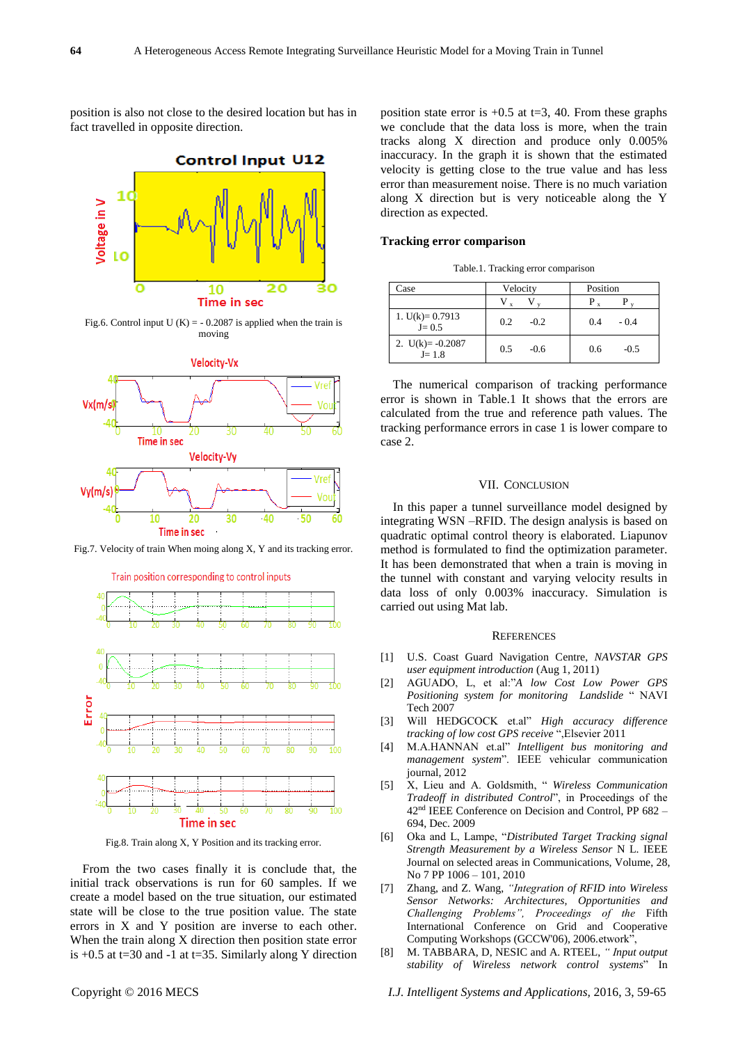position is also not close to the desired location but has in fact travelled in opposite direction.

Fig.6. Control input U (K) = - 0.2087 is applied when the train is moving

Fig.7. Velocity of train When moing along X, Y and its tracking error.

Fig.8. Train along X, Y Position and its tracking error.

From the two cases finally it is conclude that, the initial track observations is run for 60 samples. If we create a model based on the true situation, our estimated state will be close to the true position value. The state errors in X and Y position are inverse to each other. When the train along X direction then position state error is +0.5 at t=30 and -1 at t=35. Similarly along Y direction position state error is +0.5 at t=3, 40. From these graphs we conclude that the data loss is more, when the train tracks along X direction and produce only 0.005% inaccuracy. In the graph it is shown that the estimated velocity is getting close to the true value and has less error than measurement noise. There is no much variation along X direction but is very noticeable along the Y direction as expected.

**Tracking error comparison**

Table.1. Tracking error comparison

| Case | Velocity | | Position | |
|---|---|---|---|---|
| | $V_x$ | $V_y$ | $P_x$ | $P_y$ |
| 1. U(k)= 0.7913 J= 0.5 | 0.2 | -0.2 | 0.4 | - 0.4 |
| 2. U(k)= -0.2087 J= 1.8 | 0.5 | -0.6 | 0.6 | -0.5 |

The numerical comparison of tracking performance error is shown in Table.1 It shows that the errors are calculated from the true and reference path values. The tracking performance errors in case 1 is lower compare to case 2.

## VII. Conclusion

In this paper a tunnel surveillance model designed by integrating WSN –RFID. The design analysis is based on quadratic optimal control theory is elaborated. Liapunov method is formulated to find the optimization parameter. It has been demonstrated that when a train is moving in the tunnel with constant and varying velocity results in data loss of only 0.003% inaccuracy. Simulation is carried out using Mat lab.

## References

[1] U.S. Coast Guard Navigation Centre, *NAVSTAR GPS user equipment introduction* (Aug 1, 2011)

[2] AGUADO, L, et al:"*A low Cost Low Power GPS Positioning system for monitoring Landslide* " NAVI Tech 2007

[3] Will HEDGCOCK et.al" *High accuracy difference tracking of low cost GPS receive* ",Elsevier 2011

[4] M.A.HANNAN et.al" *Intelligent bus monitoring and management system*". IEEE vehicular communication journal, 2012

[5] X, Lieu and A. Goldsmith, " *Wireless Communication Tradeoff in distributed Control*", in Proceedings of the 42[nd] IEEE Conference on Decision and Control, PP 682 – 694, Dec. 2009

[6] Oka and L, Lampe, "*Distributed Target Tracking signal Strength Measurement by a Wireless Sensor* N L. IEEE Journal on selected areas in Communications, Volume, 28, No 7 PP 1006 – 101, 2010

[7] Zhang, and Z. Wang, *"Integration of RFID into Wireless Sensor Networks: Architectures, Opportunities and Challenging Problems",* *Proceedings of the* Fifth International Conference on Grid and Cooperative Computing Workshops (GCCW'06), 2006.etwork",

[8] M. TABBARA, D, NESIC and A. RTEEL, " *Input output stability of Wireless network control systems*" In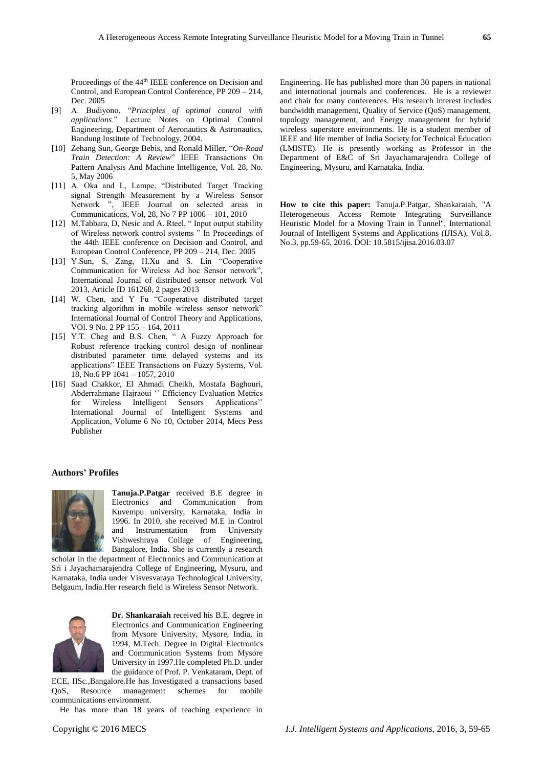Proceedings of the 44th IEEE conference on Decision and Control, and European Control Conference, PP 209 – 214, Dec. 2005

[9] A. Budiyono, "*Principles of optimal control with applications*." Lecture Notes on Optimal Control Engineering, Department of Aeronautics & Astronautics, Bandung Institute of Technology, 2004.

[10] Zehang Sun, George Bebis, and Ronald Miller, "*On-Road Train Detection: A Review*" IEEE Transactions On Pattern Analysis And Machine Intelligence, Vol. 28, No. 5, May 2006

[11] A. Oka and L, Lampe, "Distributed Target Tracking signal Strength Measurement by a Wireless Sensor Network ", IEEE Journal on selected areas in Communications, Vol, 28, No 7 PP 1006 – 101, 2010

[12] M.Tabbara, D, Nesic and A. Rteel, " Input output stability of Wireless network control systems " In Proceedings of the 44th IEEE conference on Decision and Control, and European Control Conference, PP 209 – 214, Dec. 2005

[13] Y.Sun, S, Zang, H.Xu and S. Lin "Cooperative Communication for Wireless Ad hoc Sensor network", International Journal of distributed sensor network Vol 2013, Article ID 161268, 2 pages 2013

[14] W. Chen, and Y Fu "Cooperative distributed target tracking algorithm in mobile wireless sensor network" International Journal of Control Theory and Applications, VOl. 9 No. 2 PP 155 – 164, 2011

[15] Y.T. Cheg and B.S. Chen, " A Fuzzy Approach for Robust reference tracking control design of nonlinear distributed parameter time delayed systems and its applications" IEEE Transactions on Fuzzy Systems, Vol. 18, No.6 PP 1041 – 1057, 2010

[16] Saad Chakkor, El Ahmadi Cheikh, Mostafa Baghouri, Abderrahmane Hajraoui '' Efficiency Evaluation Metrics for Wireless Intelligent Sensors Applications'' International Journal of Intelligent Systems and Application, Volume 6 No 10, October 2014, Mecs Pess Publisher

### Authors' Profiles

**Tanuja.P.Patgar** received B.E degree in Electronics and Communication from Kuvempu university, Karnataka, India in 1996. In 2010, she received M.E in Control and Instrumentation from University Vishweshraya Collage of Engineering, Bangalore, India. She is currently a research scholar in the department of Electronics and Communication at Sri i Jayachamarajendra College of Engineering, Mysuru, and Karnataka, India under Visvesvaraya Technological University, Belgaum, India.Her research field is Wireless Sensor Network.

**Dr. Shankaraiah** received his B.E. degree in Electronics and Communication Engineering from Mysore University, Mysore, India, in 1994, M.Tech. Degree in Digital Electronics and Communication Systems from Mysore University in 1997.He completed Ph.D. under the guidance of Prof. P. Venkataram, Dept. of ECE, IISc.,Bangalore.He has Investigated a transactions based QoS, Resource management schemes for mobile communications environment.

He has more than 18 years of teaching experience in Engineering. He has published more than 30 papers in national and international journals and conferences. He is a reviewer and chair for many conferences. His research interest includes bandwidth management, Quality of Service (QoS) management, topology management, and Energy management for hybrid wireless superstore environments. He is a student member of IEEE and life member of India Society for Technical Education (LMISTE). He is presently working as Professor in the Department of E&C of Sri Jayachamarajendra College of Engineering, Mysuru, and Karnataka, India.

**How to cite this paper:** Tanuja.P.Patgar, Shankaraiah, "A Heterogeneous Access Remote Integrating Surveillance Heuristic Model for a Moving Train in Tunnel", International Journal of Intelligent Systems and Applications (IJISA), Vol.8, No.3, pp.59-65, 2016. DOI: 10.5815/ijisa.2016.03.07